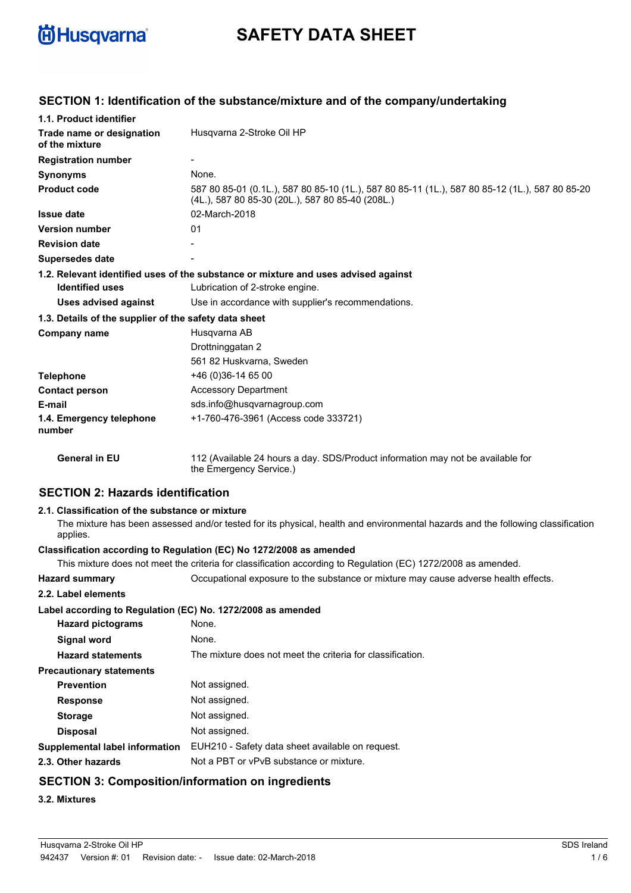# SAFETY DATA SHEET

## SECTION 1: Identification of the substance/mixture and of the company/undertaking

### 1.1. Product identifier

| | |
|---|---|
| **Trade name or designation of the mixture** | Husqvarna 2-Stroke Oil HP |
| **Registration number** | - |
| **Synonyms** | None. |
| **Product code** | 587 80 85-01 (0.1L.), 587 80 85-10 (1L.), 587 80 85-11 (1L.), 587 80 85-12 (1L.), 587 80 85-20 (4L.), 587 80 85-30 (20L.), 587 80 85-40 (208L.) |
| **Issue date** | 02-March-2018 |
| **Version number** | 01 |
| **Revision date** | - |
| **Supersedes date** | - |

### 1.2. Relevant identified uses of the substance or mixture and uses advised against

| | |
|---|---|
| **Identified uses** | Lubrication of 2-stroke engine. |
| **Uses advised against** | Use in accordance with supplier's recommendations. |

### 1.3. Details of the supplier of the safety data sheet

| | |
|---|---|
| **Company name** | Husqvarna AB<br>Drottninggatan 2<br>561 82 Huskvarna, Sweden |
| **Telephone** | +46 (0)36-14 65 00 |
| **Contact person** | Accessory Department |
| **E-mail** | sds.info@husqvarnagroup.com |
| **1.4. Emergency telephone number** | +1-760-476-3961 (Access code 333721) |
| **General in EU** | 112 (Available 24 hours a day. SDS/Product information may not be available for the Emergency Service.) |

## SECTION 2: Hazards identification

### 2.1. Classification of the substance or mixture

The mixture has been assessed and/or tested for its physical, health and environmental hazards and the following classification applies.

**Classification according to Regulation (EC) No 1272/2008 as amended**

This mixture does not meet the criteria for classification according to Regulation (EC) 1272/2008 as amended.

| | |
|---|---|
| **Hazard summary** | Occupational exposure to the substance or mixture may cause adverse health effects. |

### 2.2. Label elements

**Label according to Regulation (EC) No. 1272/2008 as amended**

| | |
|---|---|
| **Hazard pictograms** | None. |
| **Signal word** | None. |
| **Hazard statements** | The mixture does not meet the criteria for classification. |
| **Precautionary statements** | |
| **Prevention** | Not assigned. |
| **Response** | Not assigned. |
| **Storage** | Not assigned. |
| **Disposal** | Not assigned. |
| **Supplemental label information** | EUH210 - Safety data sheet available on request. |
| **2.3. Other hazards** | Not a PBT or vPvB substance or mixture. |

## SECTION 3: Composition/information on ingredients

### 3.2. Mixtures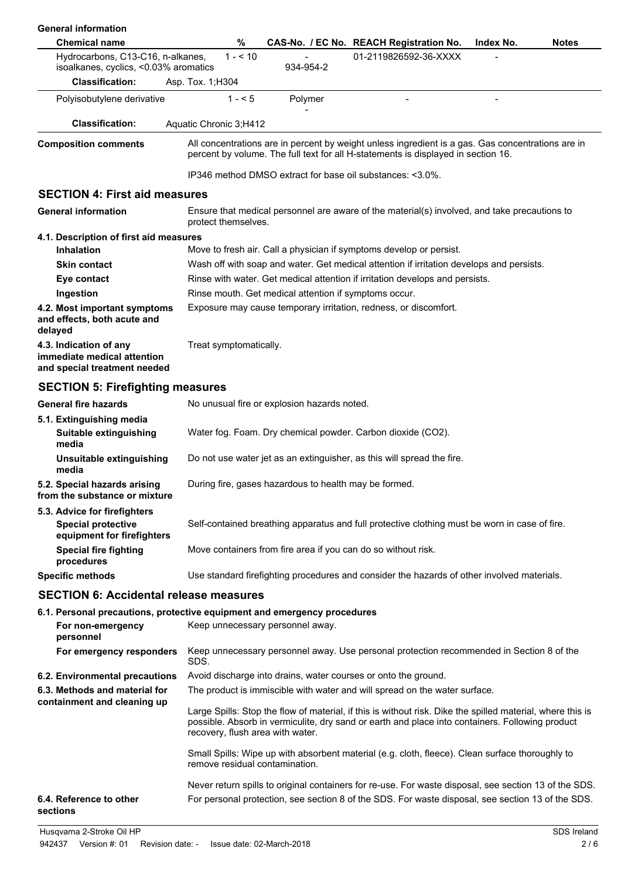**General information**

| Chemical name | % | CAS-No. / EC No. | REACH Registration No. | Index No. | Notes |
|---|---|---|---|---|---|
| Hydrocarbons, C13-C16, n-alkanes, isoalkanes, cyclics, <0.03% aromatics | 1 - < 10 | - 934-954-2 | 01-2119826592-36-XXXX | - | |
| **Classification:** Asp. Tox. 1;H304 | | | | | |
| Polyisobutylene derivative | 1 - < 5 | Polymer - | - | - | |
| **Classification:** Aquatic Chronic 3;H412 | | | | | |

**Composition comments**

All concentrations are in percent by weight unless ingredient is a gas. Gas concentrations are in percent by volume. The full text for all H-statements is displayed in section 16.

IP346 method DMSO extract for base oil substances: <3.0%.

## SECTION 4: First aid measures

**General information**

Ensure that medical personnel are aware of the material(s) involved, and take precautions to protect themselves.

**4.1. Description of first aid measures**

**Inhalation**

Move to fresh air. Call a physician if symptoms develop or persist.

**Skin contact**

Wash off with soap and water. Get medical attention if irritation develops and persists.

**Eye contact**

Rinse with water. Get medical attention if irritation develops and persists.

**Ingestion**

Rinse mouth. Get medical attention if symptoms occur.

**4.2. Most important symptoms and effects, both acute and delayed**

Exposure may cause temporary irritation, redness, or discomfort.

**4.3. Indication of any immediate medical attention and special treatment needed**

Treat symptomatically.

## SECTION 5: Firefighting measures

**General fire hazards**

No unusual fire or explosion hazards noted.

**5.1. Extinguishing media**

**Suitable extinguishing media**

Water fog. Foam. Dry chemical powder. Carbon dioxide ($CO_2$).

**Unsuitable extinguishing media**

Do not use water jet as an extinguisher, as this will spread the fire.

**5.2. Special hazards arising from the substance or mixture**

During fire, gases hazardous to health may be formed.

**5.3. Advice for firefighters**

**Special protective equipment for firefighters**

Self-contained breathing apparatus and full protective clothing must be worn in case of fire.

**Special fire fighting procedures**

Move containers from fire area if you can do so without risk.

**Specific methods**

Use standard firefighting procedures and consider the hazards of other involved materials.

## SECTION 6: Accidental release measures

**6.1. Personal precautions, protective equipment and emergency procedures**

**For non-emergency personnel**

Keep unnecessary personnel away.

**For emergency responders**

Keep unnecessary personnel away. Use personal protection recommended in Section 8 of the SDS.

**6.2. Environmental precautions**

Avoid discharge into drains, water courses or onto the ground.

**6.3. Methods and material for containment and cleaning up**

The product is immiscible with water and will spread on the water surface.

Large Spills: Stop the flow of material, if this is without risk. Dike the spilled material, where this is possible. Absorb in vermiculite, dry sand or earth and place into containers. Following product recovery, flush area with water.

Small Spills: Wipe up with absorbent material (e.g. cloth, fleece). Clean surface thoroughly to remove residual contamination.

Never return spills to original containers for re-use. For waste disposal, see section 13 of the SDS.

**6.4. Reference to other sections**

For personal protection, see section 8 of the SDS. For waste disposal, see section 13 of the SDS.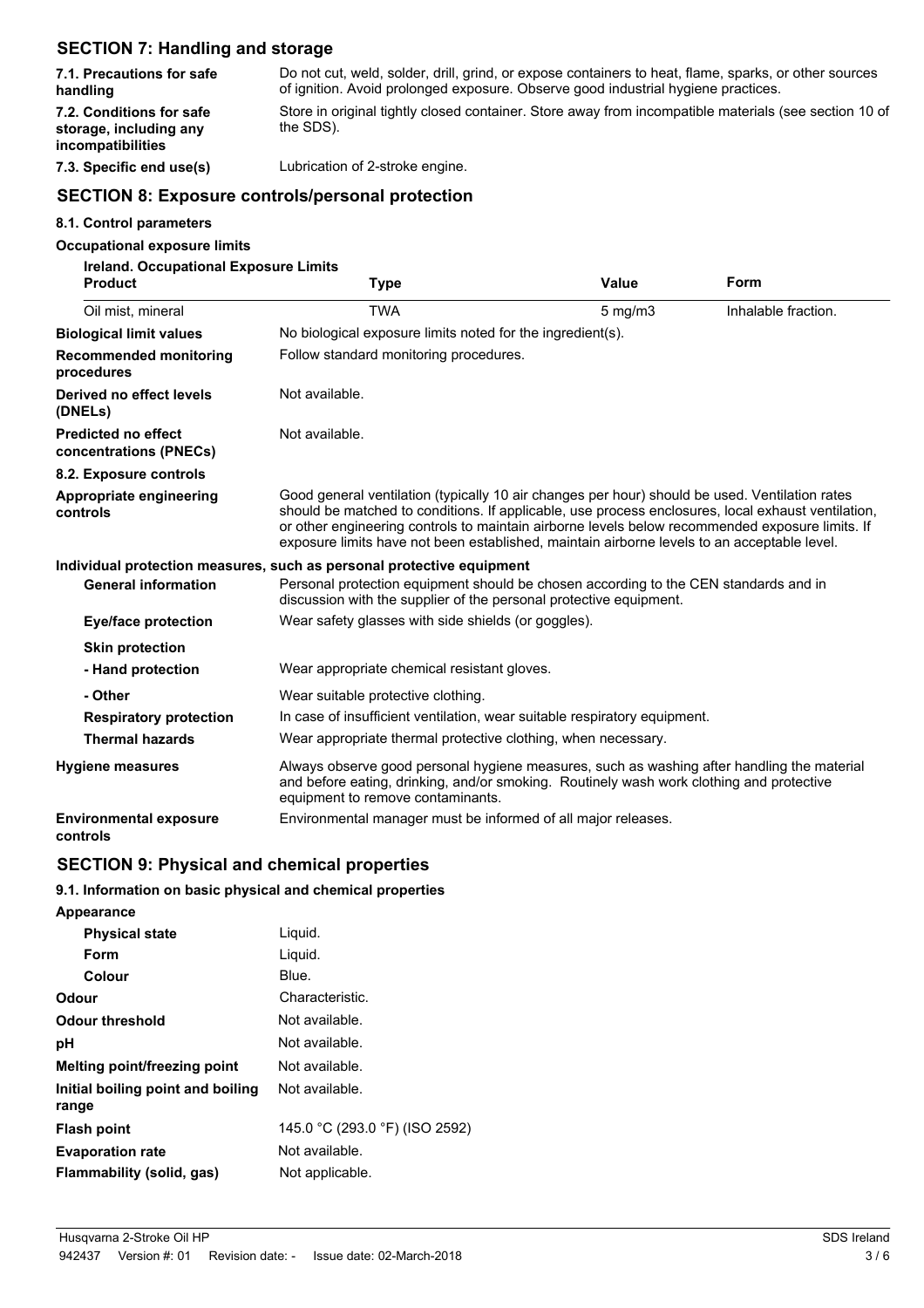## SECTION 7: Handling and storage

| | |
|---|---|
| **7.1. Precautions for safe handling** | Do not cut, weld, solder, drill, grind, or expose containers to heat, flame, sparks, or other sources of ignition. Avoid prolonged exposure. Observe good industrial hygiene practices. |
| **7.2. Conditions for safe storage, including any incompatibilities** | Store in original tightly closed container. Store away from incompatible materials (see section 10 of the SDS). |
| **7.3. Specific end use(s)** | Lubrication of 2-stroke engine. |

## SECTION 8: Exposure controls/personal protection

### 8.1. Control parameters

**Occupational exposure limits**

**Ireland. Occupational Exposure Limits**

| Product | Type | Value | Form |
|---|---|---|---|
| Oil mist, mineral | TWA | 5 mg/m3 | Inhalable fraction. |

| | |
|---|---|
| **Biological limit values** | No biological exposure limits noted for the ingredient(s). |
| **Recommended monitoring procedures** | Follow standard monitoring procedures. |
| **Derived no effect levels (DNELs)** | Not available. |
| **Predicted no effect concentrations (PNECs)** | Not available. |

### 8.2. Exposure controls

| | |
|---|---|
| **Appropriate engineering controls** | Good general ventilation (typically 10 air changes per hour) should be used. Ventilation rates should be matched to conditions. If applicable, use process enclosures, local exhaust ventilation, or other engineering controls to maintain airborne levels below recommended exposure limits. If exposure limits have not been established, maintain airborne levels to an acceptable level. |

**Individual protection measures, such as personal protective equipment**

| | |
|---|---|
| **General information** | Personal protection equipment should be chosen according to the CEN standards and in discussion with the supplier of the personal protective equipment. |
| **Eye/face protection** | Wear safety glasses with side shields (or goggles). |
| **Skin protection** | |
| **- Hand protection** | Wear appropriate chemical resistant gloves. |
| **- Other** | Wear suitable protective clothing. |
| **Respiratory protection** | In case of insufficient ventilation, wear suitable respiratory equipment. |
| **Thermal hazards** | Wear appropriate thermal protective clothing, when necessary. |
| **Hygiene measures** | Always observe good personal hygiene measures, such as washing after handling the material and before eating, drinking, and/or smoking. Routinely wash work clothing and protective equipment to remove contaminants. |
| **Environmental exposure controls** | Environmental manager must be informed of all major releases. |

## SECTION 9: Physical and chemical properties

### 9.1. Information on basic physical and chemical properties

| | |
|---|---|
| **Appearance** | |
| **Physical state** | Liquid. |
| **Form** | Liquid. |
| **Colour** | Blue. |
| **Odour** | Characteristic. |
| **Odour threshold** | Not available. |
| **pH** | Not available. |
| **Melting point/freezing point** | Not available. |
| **Initial boiling point and boiling range** | Not available. |
| **Flash point** | 145.0 °C (293.0 °F) (ISO 2592) |
| **Evaporation rate** | Not available. |
| **Flammability (solid, gas)** | Not applicable. |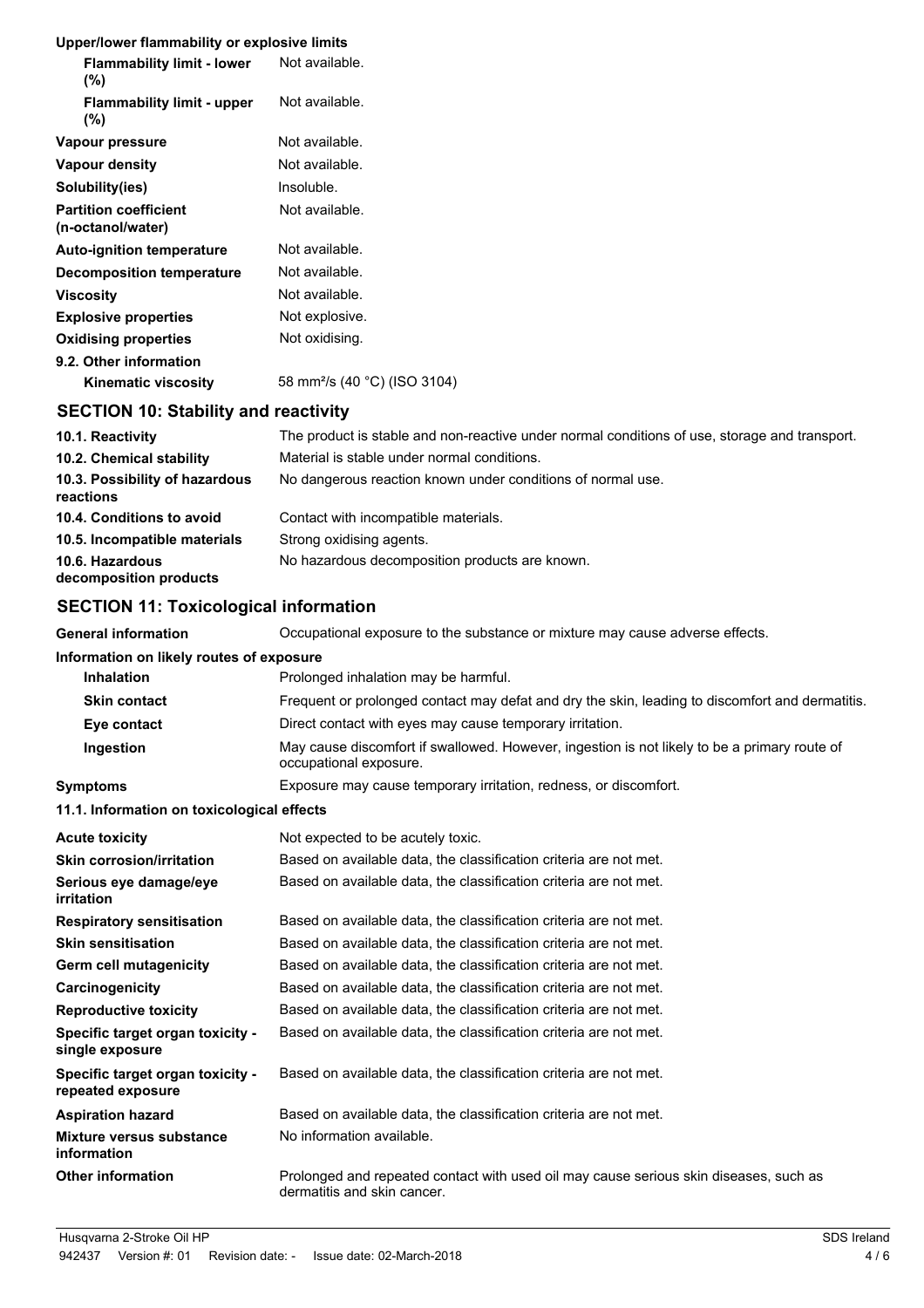**Upper/lower flammability or explosive limits**

| | |
|---|---|
| **Flammability limit - lower (%)** | Not available. |
| **Flammability limit - upper (%)** | Not available. |
| **Vapour pressure** | Not available. |
| **Vapour density** | Not available. |
| **Solubility(ies)** | Insoluble. |
| **Partition coefficient (n-octanol/water)** | Not available. |
| **Auto-ignition temperature** | Not available. |
| **Decomposition temperature** | Not available. |
| **Viscosity** | Not available. |
| **Explosive properties** | Not explosive. |
| **Oxidising properties** | Not oxidising. |

**9.2. Other information**

| | |
|---|---|
| **Kinematic viscosity** | 58 $mm^2/s$ (40 °C) (ISO 3104) |

## SECTION 10: Stability and reactivity

| | |
|---|---|
| **10.1. Reactivity** | The product is stable and non-reactive under normal conditions of use, storage and transport. |
| **10.2. Chemical stability** | Material is stable under normal conditions. |
| **10.3. Possibility of hazardous reactions** | No dangerous reaction known under conditions of normal use. |
| **10.4. Conditions to avoid** | Contact with incompatible materials. |
| **10.5. Incompatible materials** | Strong oxidising agents. |
| **10.6. Hazardous decomposition products** | No hazardous decomposition products are known. |

## SECTION 11: Toxicological information

| | |
|---|---|
| **General information** | Occupational exposure to the substance or mixture may cause adverse effects. |

**Information on likely routes of exposure**

| | |
|---|---|
| **Inhalation** | Prolonged inhalation may be harmful. |
| **Skin contact** | Frequent or prolonged contact may defat and dry the skin, leading to discomfort and dermatitis. |
| **Eye contact** | Direct contact with eyes may cause temporary irritation. |
| **Ingestion** | May cause discomfort if swallowed. However, ingestion is not likely to be a primary route of occupational exposure. |
| **Symptoms** | Exposure may cause temporary irritation, redness, or discomfort. |

**11.1. Information on toxicological effects**

| | |
|---|---|
| **Acute toxicity** | Not expected to be acutely toxic. |
| **Skin corrosion/irritation** | Based on available data, the classification criteria are not met. |
| **Serious eye damage/eye irritation** | Based on available data, the classification criteria are not met. |
| **Respiratory sensitisation** | Based on available data, the classification criteria are not met. |
| **Skin sensitisation** | Based on available data, the classification criteria are not met. |
| **Germ cell mutagenicity** | Based on available data, the classification criteria are not met. |
| **Carcinogenicity** | Based on available data, the classification criteria are not met. |
| **Reproductive toxicity** | Based on available data, the classification criteria are not met. |
| **Specific target organ toxicity - single exposure** | Based on available data, the classification criteria are not met. |
| **Specific target organ toxicity - repeated exposure** | Based on available data, the classification criteria are not met. |
| **Aspiration hazard** | Based on available data, the classification criteria are not met. |
| **Mixture versus substance information** | No information available. |
| **Other information** | Prolonged and repeated contact with used oil may cause serious skin diseases, such as dermatitis and skin cancer. |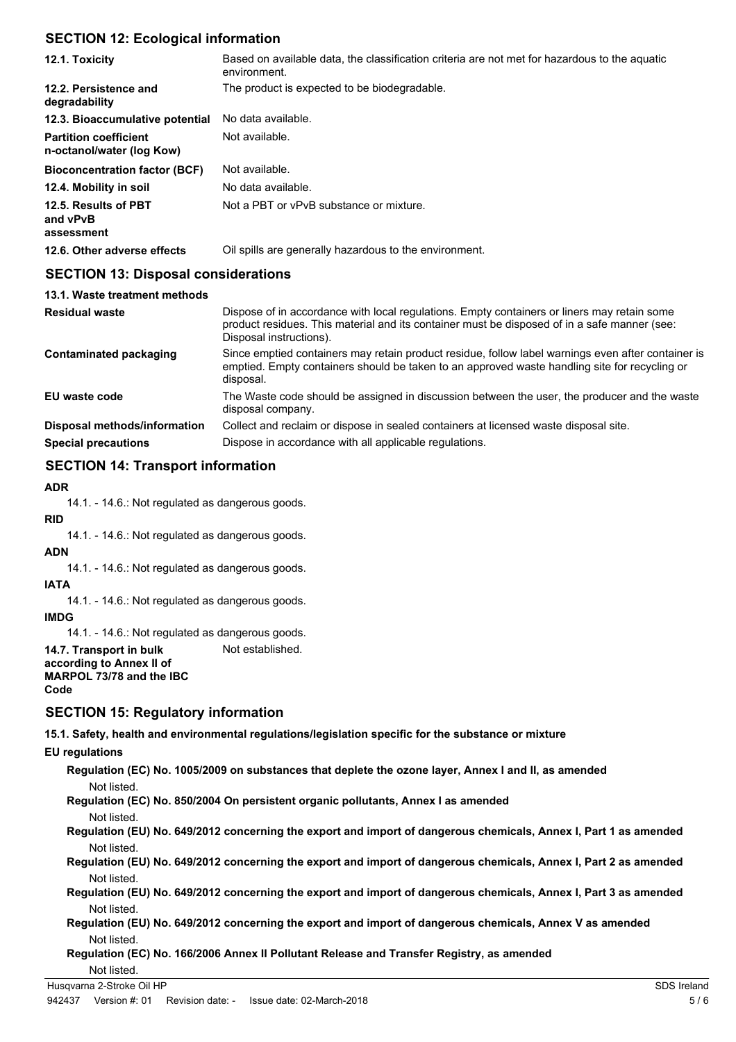## SECTION 12: Ecological information

| | |
|---|---|
| **12.1. Toxicity** | Based on available data, the classification criteria are not met for hazardous to the aquatic environment. |
| **12.2. Persistence and degradability** | The product is expected to be biodegradable. |
| **12.3. Bioaccumulative potential** | No data available. |
| **Partition coefficient n-octanol/water (log Kow)** | Not available. |
| **Bioconcentration factor (BCF)** | Not available. |
| **12.4. Mobility in soil** | No data available. |
| **12.5. Results of PBT and vPvB assessment** | Not a PBT or vPvB substance or mixture. |
| **12.6. Other adverse effects** | Oil spills are generally hazardous to the environment. |

## SECTION 13: Disposal considerations

**13.1. Waste treatment methods**

| | |
|---|---|
| **Residual waste** | Dispose of in accordance with local regulations. Empty containers or liners may retain some product residues. This material and its container must be disposed of in a safe manner (see: Disposal instructions). |
| **Contaminated packaging** | Since emptied containers may retain product residue, follow label warnings even after container is emptied. Empty containers should be taken to an approved waste handling site for recycling or disposal. |
| **EU waste code** | The Waste code should be assigned in discussion between the user, the producer and the waste disposal company. |
| **Disposal methods/information** | Collect and reclaim or dispose in sealed containers at licensed waste disposal site. |
| **Special precautions** | Dispose in accordance with all applicable regulations. |

## SECTION 14: Transport information

**ADR**

14.1. - 14.6.: Not regulated as dangerous goods.

**RID**

14.1. - 14.6.: Not regulated as dangerous goods.

**ADN**

14.1. - 14.6.: Not regulated as dangerous goods.

**IATA**

14.1. - 14.6.: Not regulated as dangerous goods.

**IMDG**

14.1. - 14.6.: Not regulated as dangerous goods.

| | |
|---|---|
| **14.7. Transport in bulk according to Annex II of MARPOL 73/78 and the IBC Code** | Not established. |

## SECTION 15: Regulatory information

**15.1. Safety, health and environmental regulations/legislation specific for the substance or mixture**

**EU regulations**

**Regulation (EC) No. 1005/2009 on substances that deplete the ozone layer, Annex I and II, as amended**

Not listed.

**Regulation (EC) No. 850/2004 On persistent organic pollutants, Annex I as amended**

Not listed.

**Regulation (EU) No. 649/2012 concerning the export and import of dangerous chemicals, Annex I, Part 1 as amended**

Not listed.

**Regulation (EU) No. 649/2012 concerning the export and import of dangerous chemicals, Annex I, Part 2 as amended**

Not listed.

**Regulation (EU) No. 649/2012 concerning the export and import of dangerous chemicals, Annex I, Part 3 as amended**

Not listed.

**Regulation (EU) No. 649/2012 concerning the export and import of dangerous chemicals, Annex V as amended**

Not listed.

**Regulation (EC) No. 166/2006 Annex II Pollutant Release and Transfer Registry, as amended**

Not listed.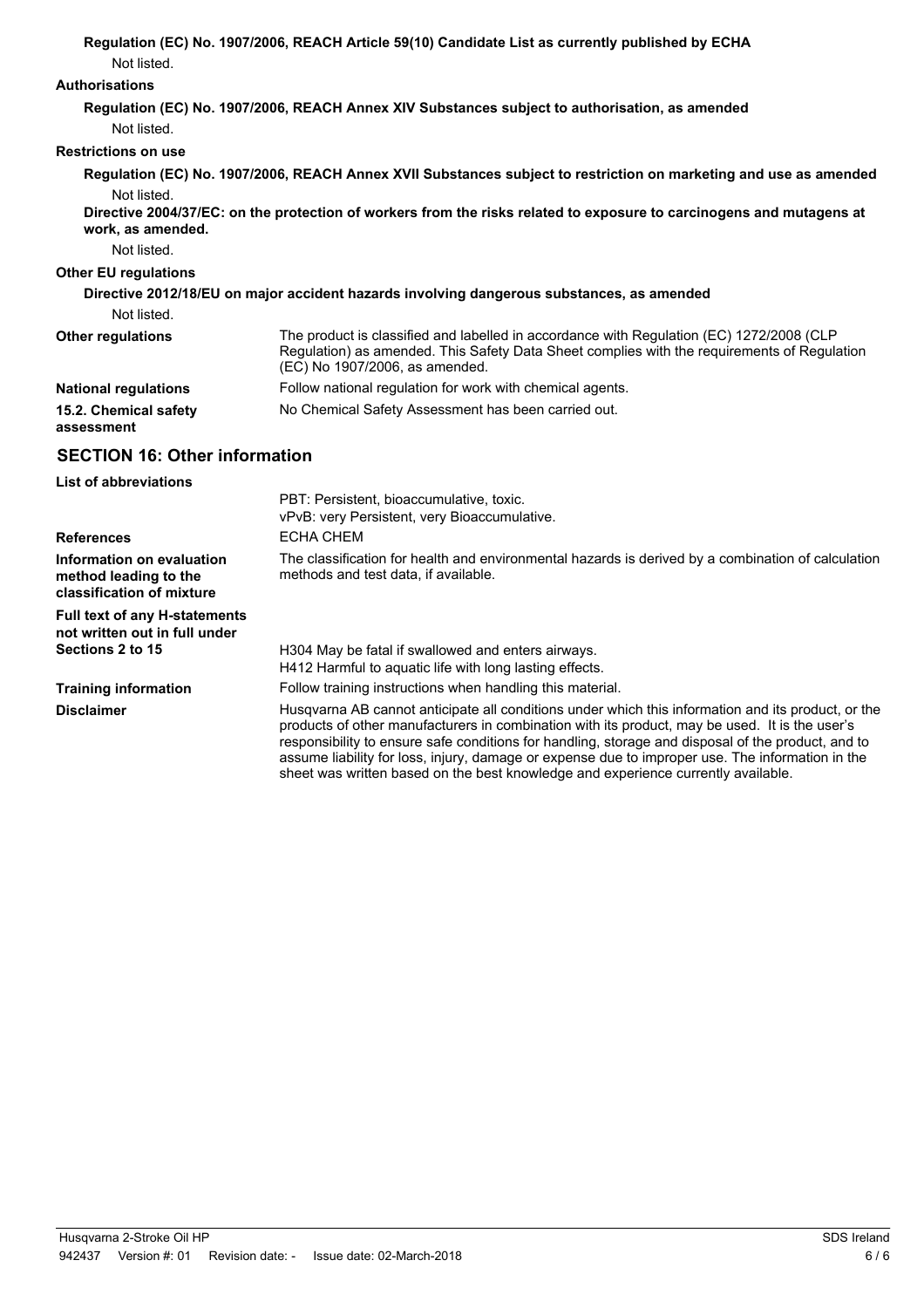**Regulation (EC) No. 1907/2006, REACH Article 59(10) Candidate List as currently published by ECHA**

Not listed.

**Authorisations**

**Regulation (EC) No. 1907/2006, REACH Annex XIV Substances subject to authorisation, as amended**

Not listed.

**Restrictions on use**

**Regulation (EC) No. 1907/2006, REACH Annex XVII Substances subject to restriction on marketing and use as amended**

Not listed.

**Directive 2004/37/EC: on the protection of workers from the risks related to exposure to carcinogens and mutagens at work, as amended.**

Not listed.

**Other EU regulations**

**Directive 2012/18/EU on major accident hazards involving dangerous substances, as amended**

Not listed.

| | |
|---|---|
| **Other regulations** | The product is classified and labelled in accordance with Regulation (EC) 1272/2008 (CLP Regulation) as amended. This Safety Data Sheet complies with the requirements of Regulation (EC) No 1907/2006, as amended. |
| **National regulations** | Follow national regulation for work with chemical agents. |
| **15.2. Chemical safety assessment** | No Chemical Safety Assessment has been carried out. |

## SECTION 16: Other information

| | |
|---|---|
| **List of abbreviations** | PBT: Persistent, bioaccumulative, toxic.<br>vPvB: very Persistent, very Bioaccumulative. |
| **References** | ECHA CHEM |
| **Information on evaluation method leading to the classification of mixture** | The classification for health and environmental hazards is derived by a combination of calculation methods and test data, if available. |
| **Full text of any H-statements not written out in full under Sections 2 to 15** | H304 May be fatal if swallowed and enters airways.<br>H412 Harmful to aquatic life with long lasting effects. |
| **Training information** | Follow training instructions when handling this material. |
| **Disclaimer** | Husqvarna AB cannot anticipate all conditions under which this information and its product, or the products of other manufacturers in combination with its product, may be used. It is the user's responsibility to ensure safe conditions for handling, storage and disposal of the product, and to assume liability for loss, injury, damage or expense due to improper use. The information in the sheet was written based on the best knowledge and experience currently available. |